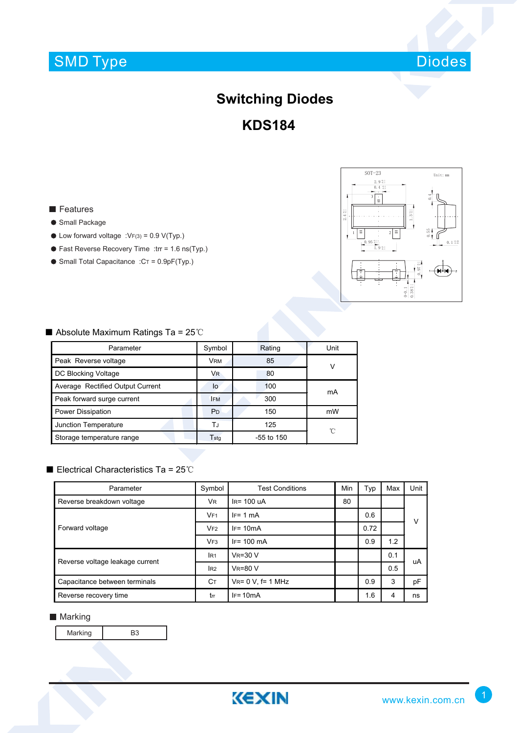SMD Type Diodes

# Switching Diodes

# KDS184

## Features

- Small Package
- Low forward voltage : $V_{F(3)}$ = 0.9 V(Typ.)
- Fast Reverse Recovery Time : $t_{rr}$ = 1.6 ns(Typ.)
- Small Total Capacitance : $C_T$ = 0.9pF(Typ.)

## Absolute Maximum Ratings Ta = 25℃

| Parameter | Symbol | Rating | Unit |
|---|---|---|---|
| Peak Reverse voltage | $V_{RM}$ | 85 | V |
| DC Blocking Voltage | $V_R$ | 80 | |
| Average Rectified Output Current | Io | 100 | mA |
| Peak forward surge current | $I_{FM}$ | 300 | |
| Power Dissipation | $P_D$ | 150 | mW |
| Junction Temperature | $T_J$ | 125 | ℃ |
| Storage temperature range | $T_{stg}$ | -55 to 150 | |

## Electrical Characteristics Ta = 25℃

| Parameter | Symbol | Test Conditions | Min | Typ | Max | Unit |
|---|---|---|---|---|---|---|
| Reverse breakdown voltage | $V_R$ | $I_R$= 100 uA | 80 | | | V |
| Forward voltage | $V_{F1}$ | $I_F$= 1 mA | | 0.6 | | |
| | $V_{F2}$ | $I_F$= 10mA | | 0.72 | | |
| | $V_{F3}$ | $I_F$= 100 mA | | 0.9 | 1.2 | |
| Reverse voltage leakage current | $I_{R1}$ | $V_R$=30 V | | | 0.1 | uA |
| | $I_{R2}$ | $V_R$=80 V | | | 0.5 | |
| Capacitance between terminals | $C_T$ | $V_R$= 0 V, f= 1 MHz | | 0.9 | 3 | pF |
| Reverse recovery time | $t_{rr}$ | $I_F$= 10mA | | 1.6 | 4 | ns |

## Marking

| Marking | B3 |
|---|---|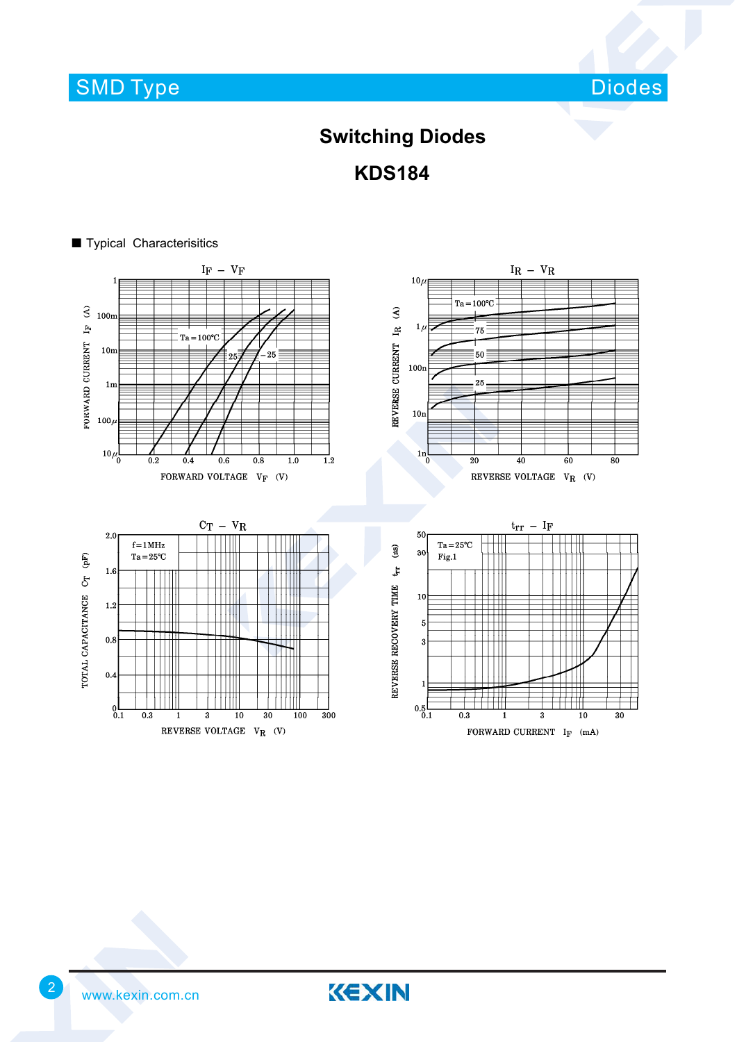## Switching Diodes

## KDS184

■ Typical Characterisitics

$I_F - V_F$

FORWARD CURRENT $I_F$ (A)

1
100m
10m
1m
100μ
10μ

0 0.2 0.4 0.6 0.8 1.0 1.2

FORWARD VOLTAGE $V_F$ (V)

Ta=100℃
25
−25

$I_R - V_R$

REVERSE CURRENT $I_R$ (A)

10μ
1μ
100n
10n
1n

0 20 40 60 80

REVERSE VOLTAGE $V_R$ (V)

Ta=100℃
75
50
25

$C_T - V_R$

TOTAL CAPACITANCE $C_T$ (pF)

2.0
1.6
1.2
0.8
0.4
0

0.1 0.3 1 3 10 30 100 300

REVERSE VOLTAGE $V_R$ (V)

f=1MHz
Ta=25℃

$t_{rr} - I_F$

REVERSE RECOVERY TIME $t_{rr}$ (ns)

50
30
10
5
3
1
0.5

0.1 0.3 1 3 10 30

FORWARD CURRENT $I_F$ (mA)

Ta=25℃
Fig.1